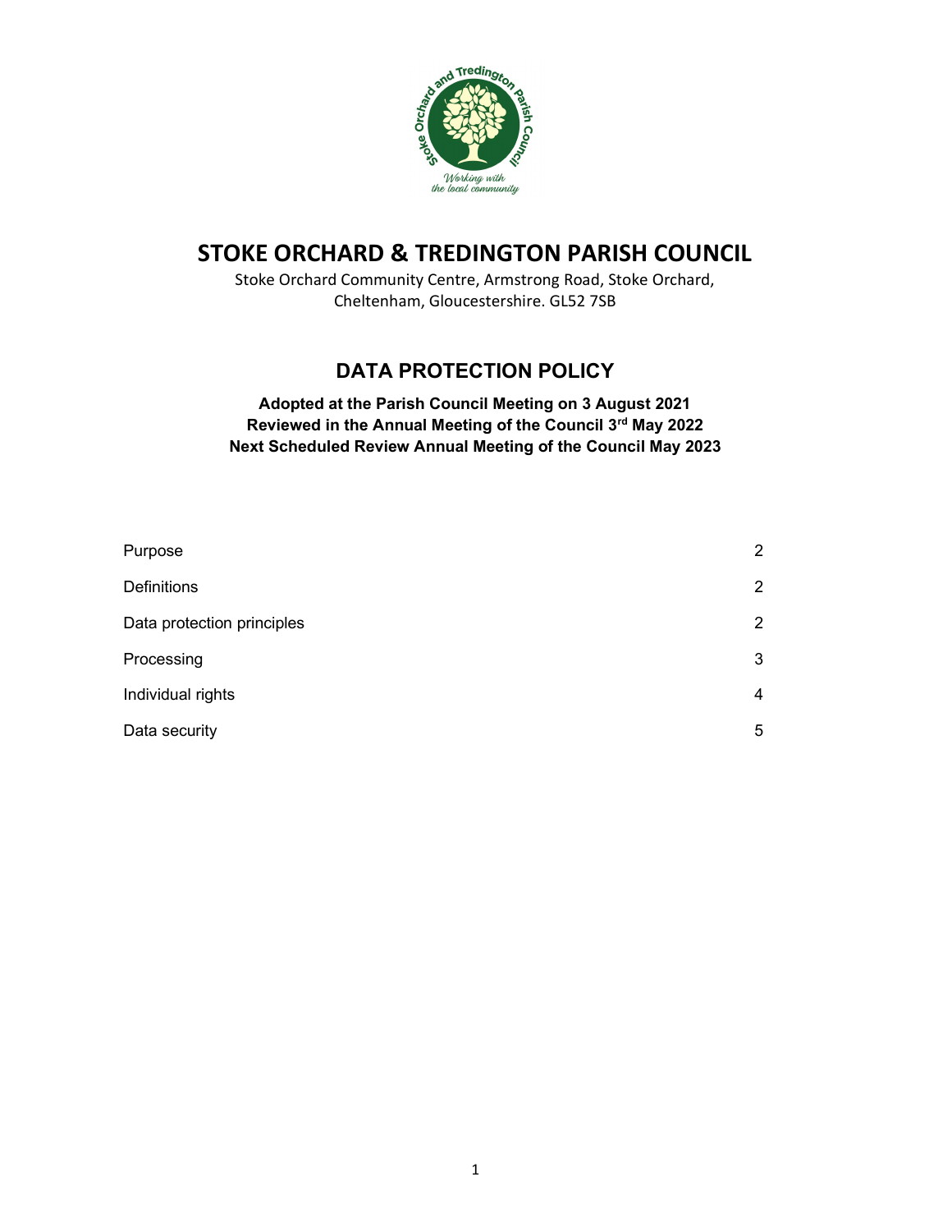# STOKE ORCHARD & TREDINGTON PARISH COUNCIL

Stoke Orchard Community Centre, Armstrong Road, Stoke Orchard, Cheltenham, Gloucestershire. GL52 7SB

## DATA PROTECTION POLICY

**Adopted at the Parish Council Meeting on 3 August 2021**
**Reviewed in the Annual Meeting of the Council 3rd May 2022**
**Next Scheduled Review Annual Meeting of the Council May 2023**

| | |
|---|---|
| Purpose | 2 |
| Definitions | 2 |
| Data protection principles | 2 |
| Processing | 3 |
| Individual rights | 4 |
| Data security | 5 |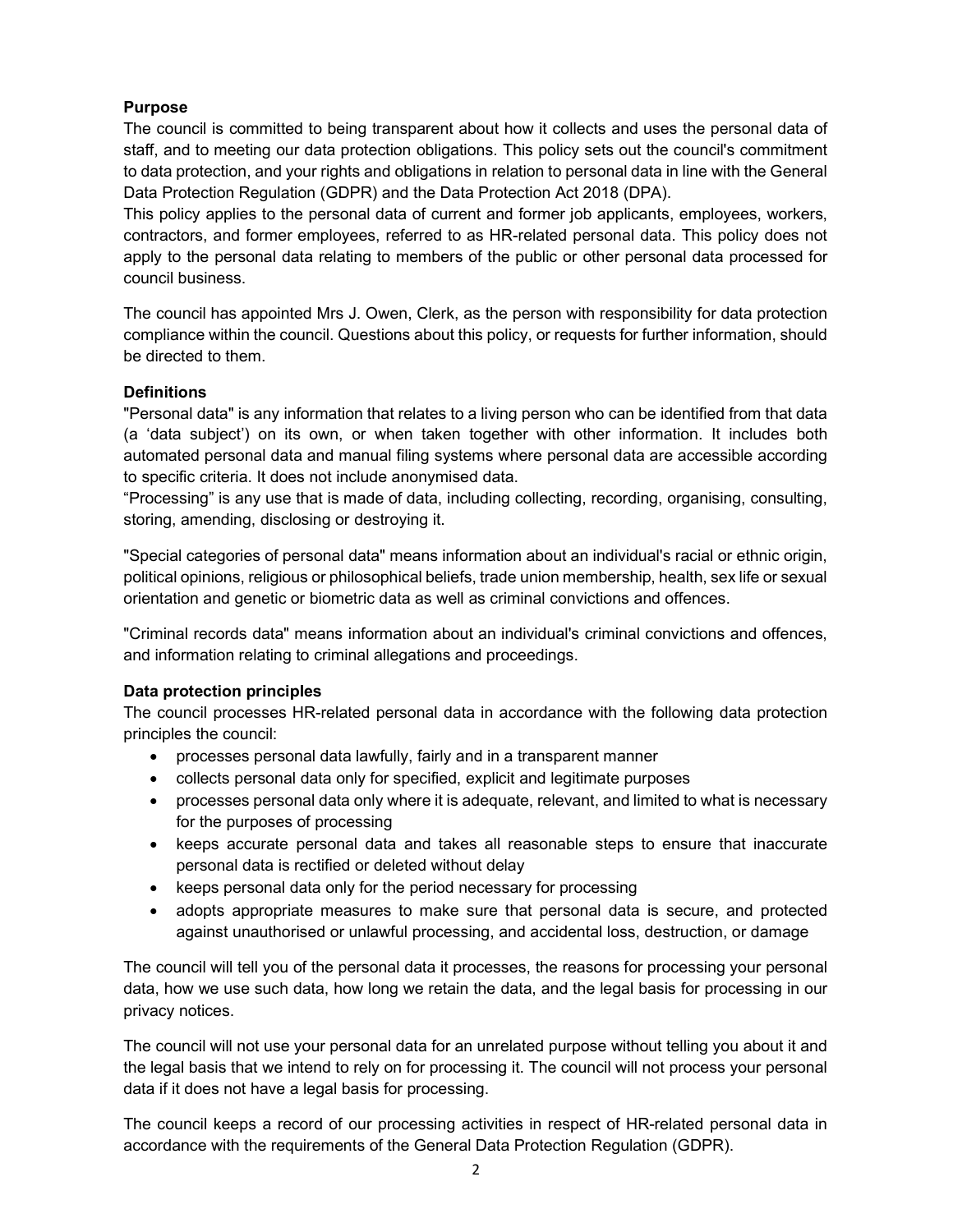**Purpose**

The council is committed to being transparent about how it collects and uses the personal data of staff, and to meeting our data protection obligations. This policy sets out the council's commitment to data protection, and your rights and obligations in relation to personal data in line with the General Data Protection Regulation (GDPR) and the Data Protection Act 2018 (DPA).

This policy applies to the personal data of current and former job applicants, employees, workers, contractors, and former employees, referred to as HR-related personal data. This policy does not apply to the personal data relating to members of the public or other personal data processed for council business.

The council has appointed Mrs J. Owen, Clerk, as the person with responsibility for data protection compliance within the council. Questions about this policy, or requests for further information, should be directed to them.

**Definitions**

"Personal data" is any information that relates to a living person who can be identified from that data (a 'data subject') on its own, or when taken together with other information. It includes both automated personal data and manual filing systems where personal data are accessible according to specific criteria. It does not include anonymised data.

"Processing" is any use that is made of data, including collecting, recording, organising, consulting, storing, amending, disclosing or destroying it.

"Special categories of personal data" means information about an individual's racial or ethnic origin, political opinions, religious or philosophical beliefs, trade union membership, health, sex life or sexual orientation and genetic or biometric data as well as criminal convictions and offences.

"Criminal records data" means information about an individual's criminal convictions and offences, and information relating to criminal allegations and proceedings.

**Data protection principles**

The council processes HR-related personal data in accordance with the following data protection principles the council:

- processes personal data lawfully, fairly and in a transparent manner
- collects personal data only for specified, explicit and legitimate purposes
- processes personal data only where it is adequate, relevant, and limited to what is necessary for the purposes of processing
- keeps accurate personal data and takes all reasonable steps to ensure that inaccurate personal data is rectified or deleted without delay
- keeps personal data only for the period necessary for processing
- adopts appropriate measures to make sure that personal data is secure, and protected against unauthorised or unlawful processing, and accidental loss, destruction, or damage

The council will tell you of the personal data it processes, the reasons for processing your personal data, how we use such data, how long we retain the data, and the legal basis for processing in our privacy notices.

The council will not use your personal data for an unrelated purpose without telling you about it and the legal basis that we intend to rely on for processing it. The council will not process your personal data if it does not have a legal basis for processing.

The council keeps a record of our processing activities in respect of HR-related personal data in accordance with the requirements of the General Data Protection Regulation (GDPR).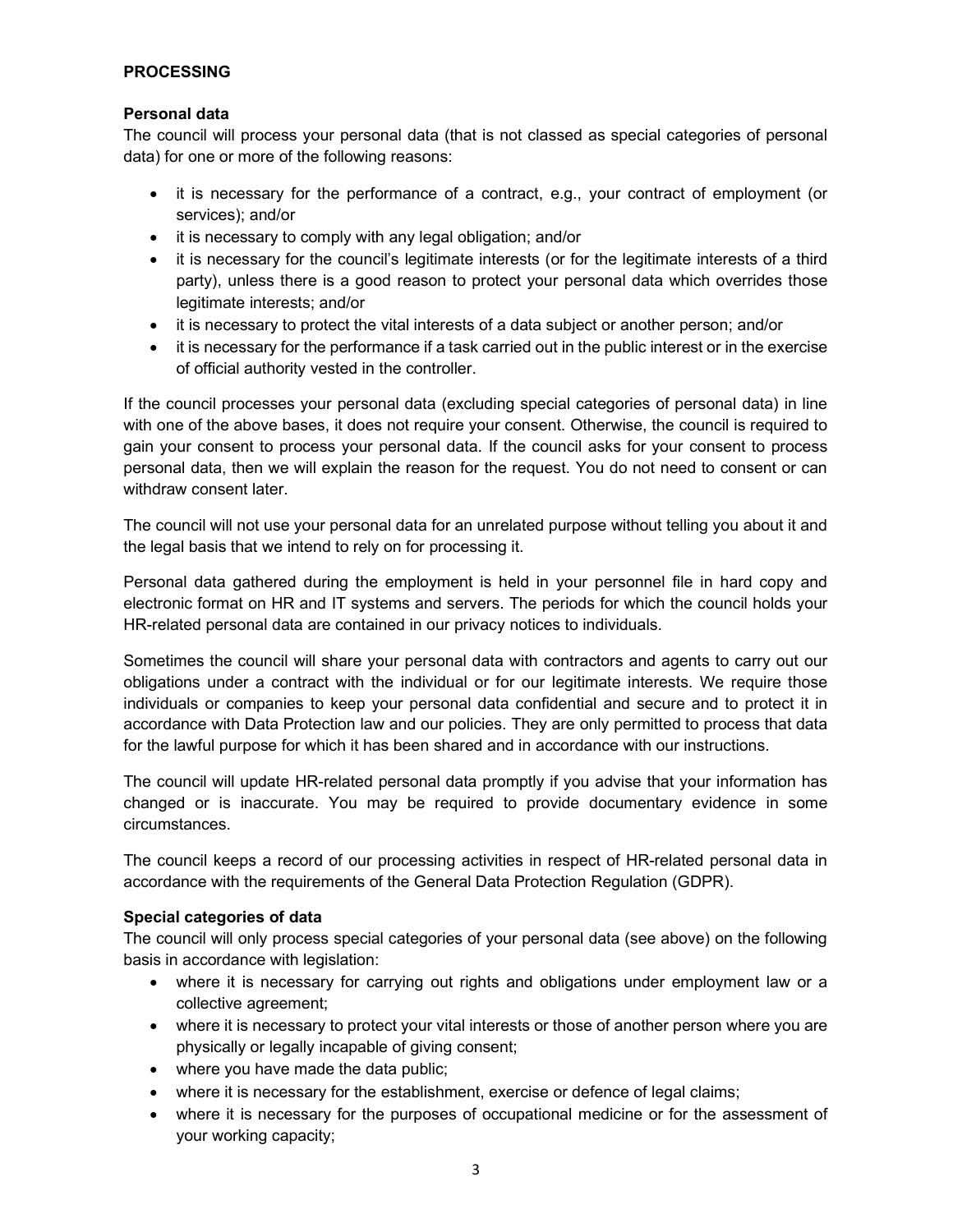**PROCESSING**

**Personal data**

The council will process your personal data (that is not classed as special categories of personal data) for one or more of the following reasons:

- it is necessary for the performance of a contract, e.g., your contract of employment (or services); and/or
- it is necessary to comply with any legal obligation; and/or
- it is necessary for the council's legitimate interests (or for the legitimate interests of a third party), unless there is a good reason to protect your personal data which overrides those legitimate interests; and/or
- it is necessary to protect the vital interests of a data subject or another person; and/or
- it is necessary for the performance if a task carried out in the public interest or in the exercise of official authority vested in the controller.

If the council processes your personal data (excluding special categories of personal data) in line with one of the above bases, it does not require your consent. Otherwise, the council is required to gain your consent to process your personal data. If the council asks for your consent to process personal data, then we will explain the reason for the request. You do not need to consent or can withdraw consent later.

The council will not use your personal data for an unrelated purpose without telling you about it and the legal basis that we intend to rely on for processing it.

Personal data gathered during the employment is held in your personnel file in hard copy and electronic format on HR and IT systems and servers. The periods for which the council holds your HR-related personal data are contained in our privacy notices to individuals.

Sometimes the council will share your personal data with contractors and agents to carry out our obligations under a contract with the individual or for our legitimate interests. We require those individuals or companies to keep your personal data confidential and secure and to protect it in accordance with Data Protection law and our policies. They are only permitted to process that data for the lawful purpose for which it has been shared and in accordance with our instructions.

The council will update HR-related personal data promptly if you advise that your information has changed or is inaccurate. You may be required to provide documentary evidence in some circumstances.

The council keeps a record of our processing activities in respect of HR-related personal data in accordance with the requirements of the General Data Protection Regulation (GDPR).

**Special categories of data**

The council will only process special categories of your personal data (see above) on the following basis in accordance with legislation:

- where it is necessary for carrying out rights and obligations under employment law or a collective agreement;
- where it is necessary to protect your vital interests or those of another person where you are physically or legally incapable of giving consent;
- where you have made the data public;
- where it is necessary for the establishment, exercise or defence of legal claims;
- where it is necessary for the purposes of occupational medicine or for the assessment of your working capacity;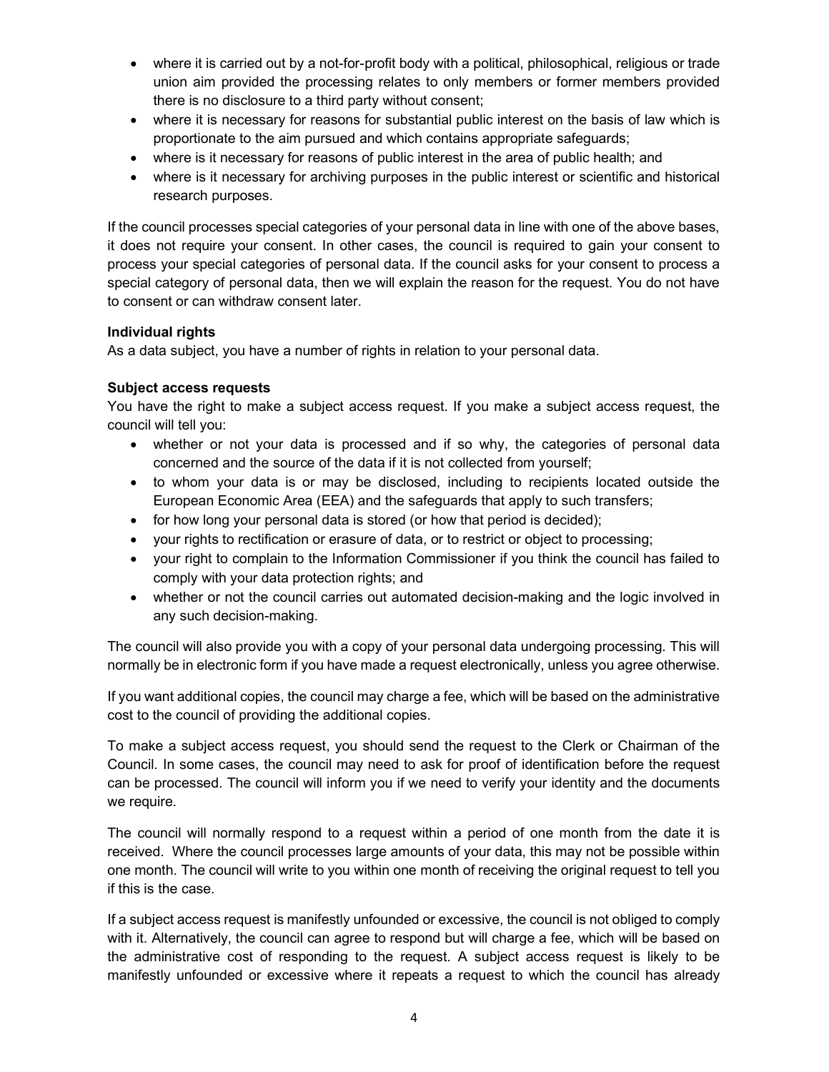- where it is carried out by a not-for-profit body with a political, philosophical, religious or trade union aim provided the processing relates to only members or former members provided there is no disclosure to a third party without consent;
- where it is necessary for reasons for substantial public interest on the basis of law which is proportionate to the aim pursued and which contains appropriate safeguards;
- where is it necessary for reasons of public interest in the area of public health; and
- where is it necessary for archiving purposes in the public interest or scientific and historical research purposes.

If the council processes special categories of your personal data in line with one of the above bases, it does not require your consent. In other cases, the council is required to gain your consent to process your special categories of personal data. If the council asks for your consent to process a special category of personal data, then we will explain the reason for the request. You do not have to consent or can withdraw consent later.

**Individual rights**

As a data subject, you have a number of rights in relation to your personal data.

**Subject access requests**

You have the right to make a subject access request. If you make a subject access request, the council will tell you:

- whether or not your data is processed and if so why, the categories of personal data concerned and the source of the data if it is not collected from yourself;
- to whom your data is or may be disclosed, including to recipients located outside the European Economic Area (EEA) and the safeguards that apply to such transfers;
- for how long your personal data is stored (or how that period is decided);
- your rights to rectification or erasure of data, or to restrict or object to processing;
- your right to complain to the Information Commissioner if you think the council has failed to comply with your data protection rights; and
- whether or not the council carries out automated decision-making and the logic involved in any such decision-making.

The council will also provide you with a copy of your personal data undergoing processing. This will normally be in electronic form if you have made a request electronically, unless you agree otherwise.

If you want additional copies, the council may charge a fee, which will be based on the administrative cost to the council of providing the additional copies.

To make a subject access request, you should send the request to the Clerk or Chairman of the Council. In some cases, the council may need to ask for proof of identification before the request can be processed. The council will inform you if we need to verify your identity and the documents we require.

The council will normally respond to a request within a period of one month from the date it is received. Where the council processes large amounts of your data, this may not be possible within one month. The council will write to you within one month of receiving the original request to tell you if this is the case.

If a subject access request is manifestly unfounded or excessive, the council is not obliged to comply with it. Alternatively, the council can agree to respond but will charge a fee, which will be based on the administrative cost of responding to the request. A subject access request is likely to be manifestly unfounded or excessive where it repeats a request to which the council has already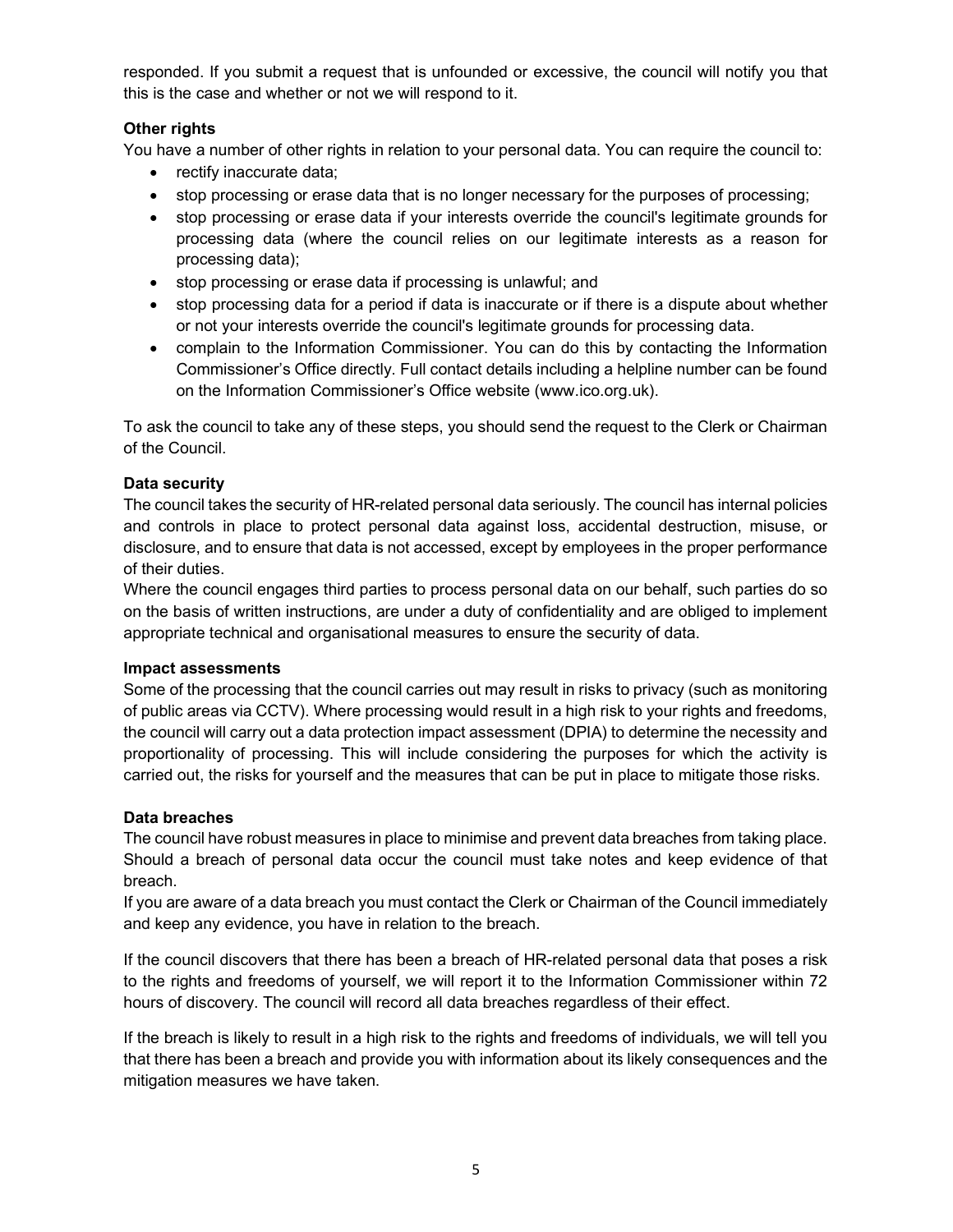responded. If you submit a request that is unfounded or excessive, the council will notify you that this is the case and whether or not we will respond to it.

**Other rights**

You have a number of other rights in relation to your personal data. You can require the council to:

- rectify inaccurate data;
- stop processing or erase data that is no longer necessary for the purposes of processing;
- stop processing or erase data if your interests override the council's legitimate grounds for processing data (where the council relies on our legitimate interests as a reason for processing data);
- stop processing or erase data if processing is unlawful; and
- stop processing data for a period if data is inaccurate or if there is a dispute about whether or not your interests override the council's legitimate grounds for processing data.
- complain to the Information Commissioner. You can do this by contacting the Information Commissioner's Office directly. Full contact details including a helpline number can be found on the Information Commissioner's Office website (www.ico.org.uk).

To ask the council to take any of these steps, you should send the request to the Clerk or Chairman of the Council.

**Data security**

The council takes the security of HR-related personal data seriously. The council has internal policies and controls in place to protect personal data against loss, accidental destruction, misuse, or disclosure, and to ensure that data is not accessed, except by employees in the proper performance of their duties.

Where the council engages third parties to process personal data on our behalf, such parties do so on the basis of written instructions, are under a duty of confidentiality and are obliged to implement appropriate technical and organisational measures to ensure the security of data.

**Impact assessments**

Some of the processing that the council carries out may result in risks to privacy (such as monitoring of public areas via CCTV). Where processing would result in a high risk to your rights and freedoms, the council will carry out a data protection impact assessment (DPIA) to determine the necessity and proportionality of processing. This will include considering the purposes for which the activity is carried out, the risks for yourself and the measures that can be put in place to mitigate those risks.

**Data breaches**

The council have robust measures in place to minimise and prevent data breaches from taking place. Should a breach of personal data occur the council must take notes and keep evidence of that breach.

If you are aware of a data breach you must contact the Clerk or Chairman of the Council immediately and keep any evidence, you have in relation to the breach.

If the council discovers that there has been a breach of HR-related personal data that poses a risk to the rights and freedoms of yourself, we will report it to the Information Commissioner within 72 hours of discovery. The council will record all data breaches regardless of their effect.

If the breach is likely to result in a high risk to the rights and freedoms of individuals, we will tell you that there has been a breach and provide you with information about its likely consequences and the mitigation measures we have taken.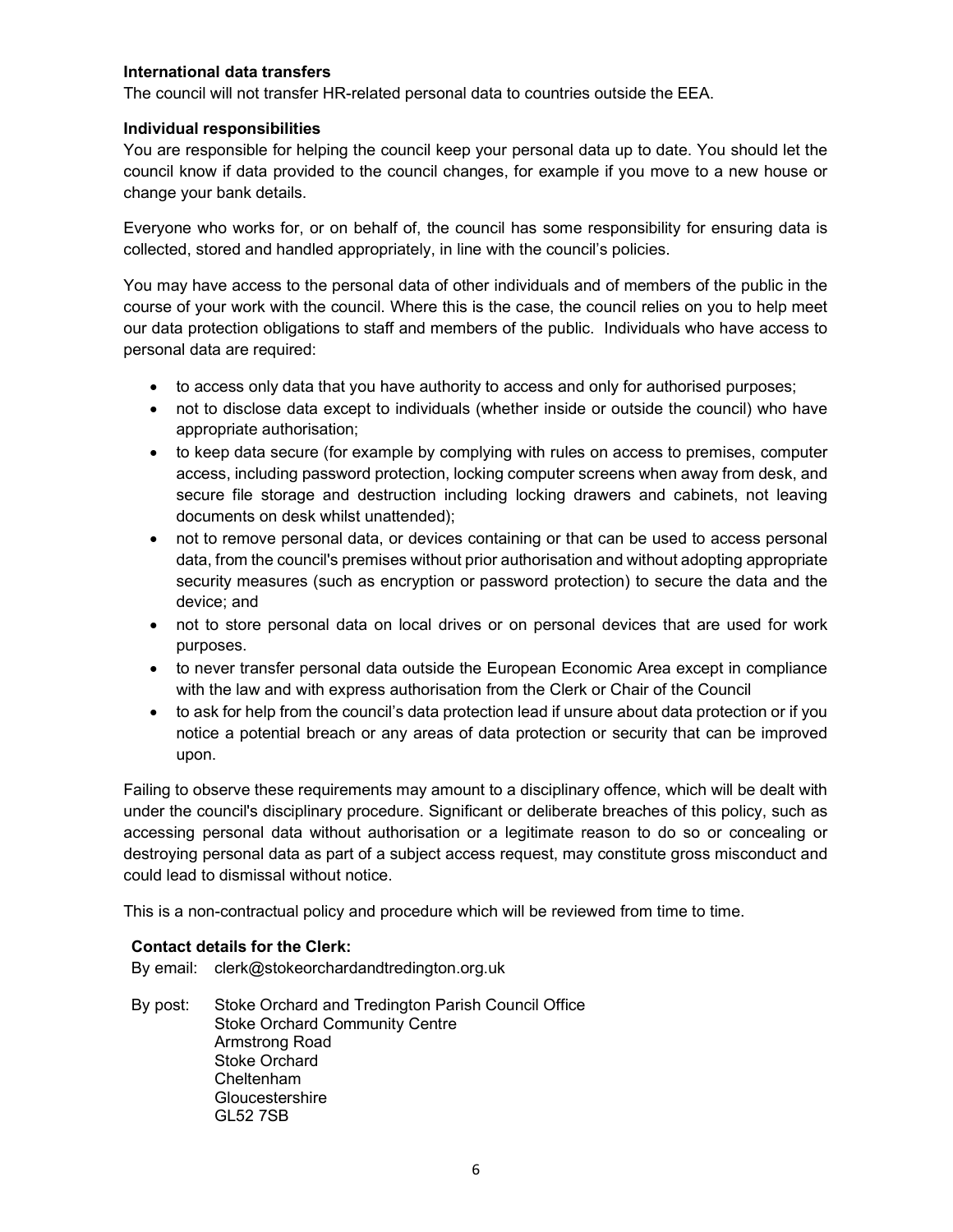**International data transfers**

The council will not transfer HR-related personal data to countries outside the EEA.

**Individual responsibilities**

You are responsible for helping the council keep your personal data up to date. You should let the council know if data provided to the council changes, for example if you move to a new house or change your bank details.

Everyone who works for, or on behalf of, the council has some responsibility for ensuring data is collected, stored and handled appropriately, in line with the council's policies.

You may have access to the personal data of other individuals and of members of the public in the course of your work with the council. Where this is the case, the council relies on you to help meet our data protection obligations to staff and members of the public. Individuals who have access to personal data are required:

- to access only data that you have authority to access and only for authorised purposes;
- not to disclose data except to individuals (whether inside or outside the council) who have appropriate authorisation;
- to keep data secure (for example by complying with rules on access to premises, computer access, including password protection, locking computer screens when away from desk, and secure file storage and destruction including locking drawers and cabinets, not leaving documents on desk whilst unattended);
- not to remove personal data, or devices containing or that can be used to access personal data, from the council's premises without prior authorisation and without adopting appropriate security measures (such as encryption or password protection) to secure the data and the device; and
- not to store personal data on local drives or on personal devices that are used for work purposes.
- to never transfer personal data outside the European Economic Area except in compliance with the law and with express authorisation from the Clerk or Chair of the Council
- to ask for help from the council's data protection lead if unsure about data protection or if you notice a potential breach or any areas of data protection or security that can be improved upon.

Failing to observe these requirements may amount to a disciplinary offence, which will be dealt with under the council's disciplinary procedure. Significant or deliberate breaches of this policy, such as accessing personal data without authorisation or a legitimate reason to do so or concealing or destroying personal data as part of a subject access request, may constitute gross misconduct and could lead to dismissal without notice.

This is a non-contractual policy and procedure which will be reviewed from time to time.

**Contact details for the Clerk:**

By email: clerk@stokeorchardandtredington.org.uk

By post: Stoke Orchard and Tredington Parish Council Office
Stoke Orchard Community Centre
Armstrong Road
Stoke Orchard
Cheltenham
Gloucestershire
GL52 7SB